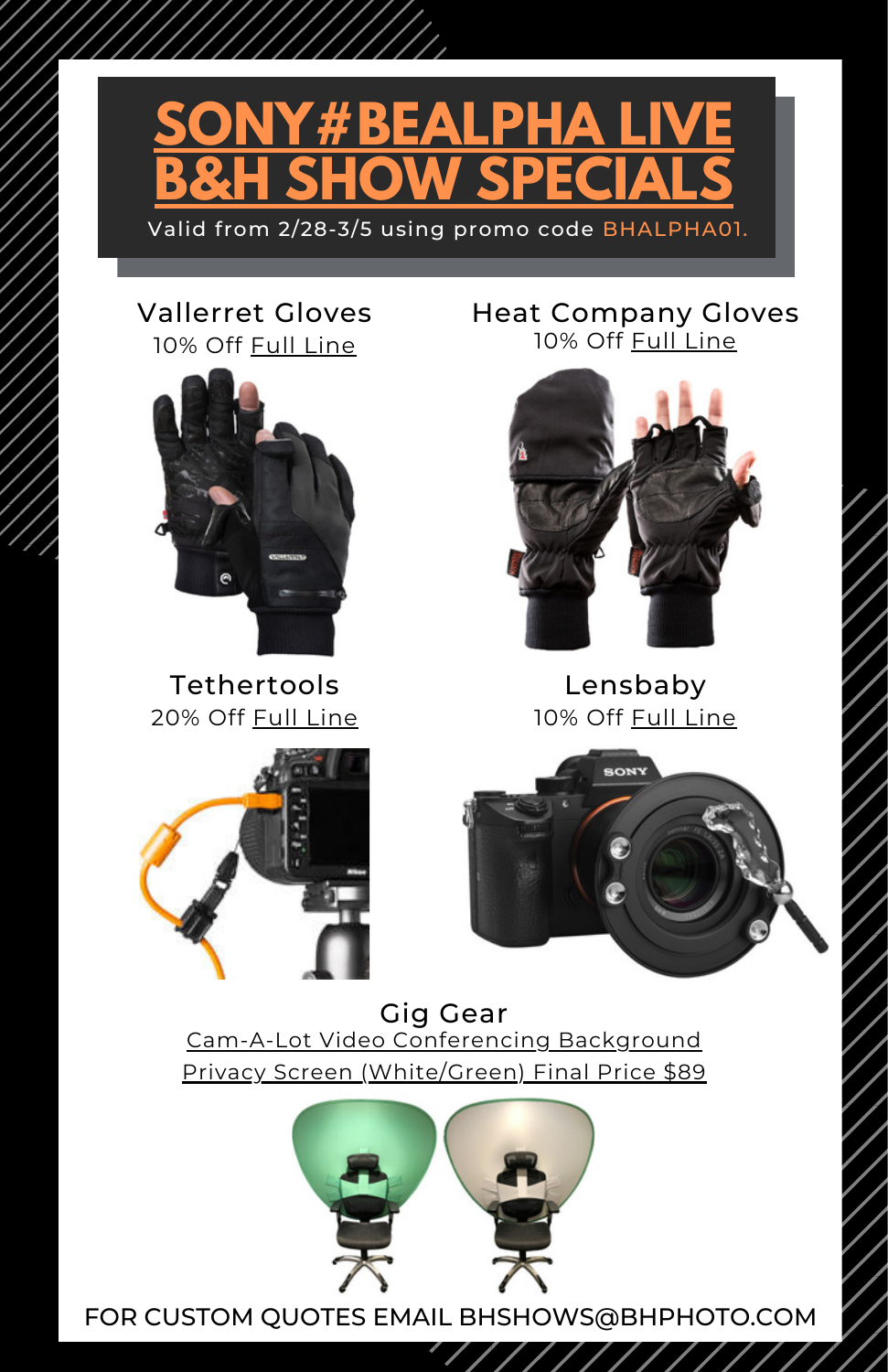# SONY#BEALPHA LIVE B&H SHOW SPECIALS

Valid from 2/28-3/5 using promo code BHALPHA01.

### Vallerret Gloves

10% Off Full Line

### Heat Company Gloves

10% Off Full Line

### Tethertools

20% Off Full Line

### Lensbaby

10% Off Full Line

### Gig Gear

Cam-A-Lot Video Conferencing Background Privacy Screen (White/Green) Final Price $89

FOR CUSTOM QUOTES EMAIL BHSHOWS@BHPHOTO.COM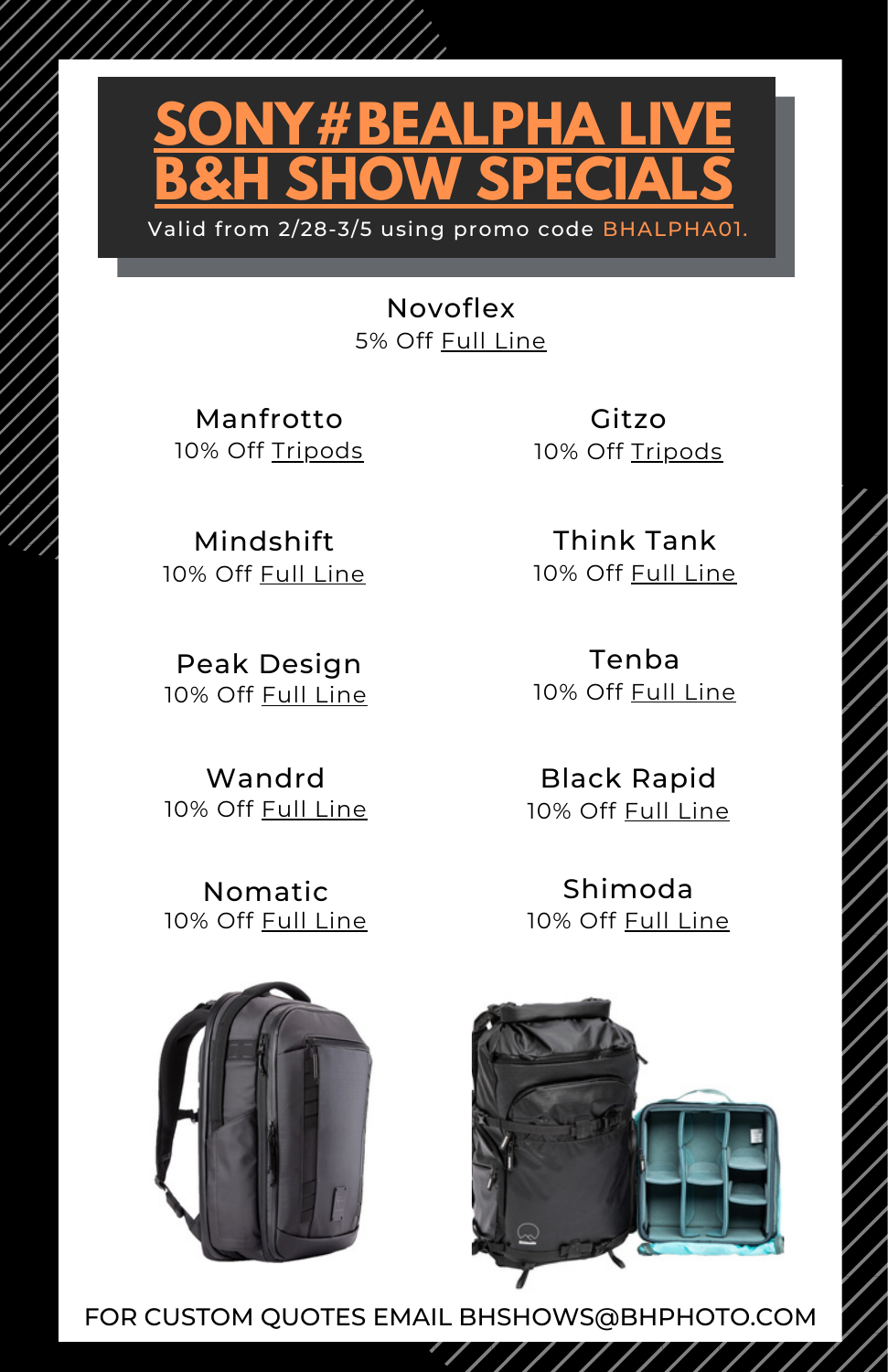# SONY#BEALPHA LIVE B&H SHOW SPECIALS

Valid from 2/28-3/5 using promo code BHALPHA01.

**Novoflex**
5% Off Full Line

**Manfrotto**
10% Off Tripods

**Gitzo**
10% Off Tripods

**Mindshift**
10% Off Full Line

**Think Tank**
10% Off Full Line

**Peak Design**
10% Off Full Line

**Tenba**
10% Off Full Line

**Wandrd**
10% Off Full Line

**Black Rapid**
10% Off Full Line

**Nomatic**
10% Off Full Line

**Shimoda**
10% Off Full Line

FOR CUSTOM QUOTES EMAIL BHSHOWS@BHPHOTO.COM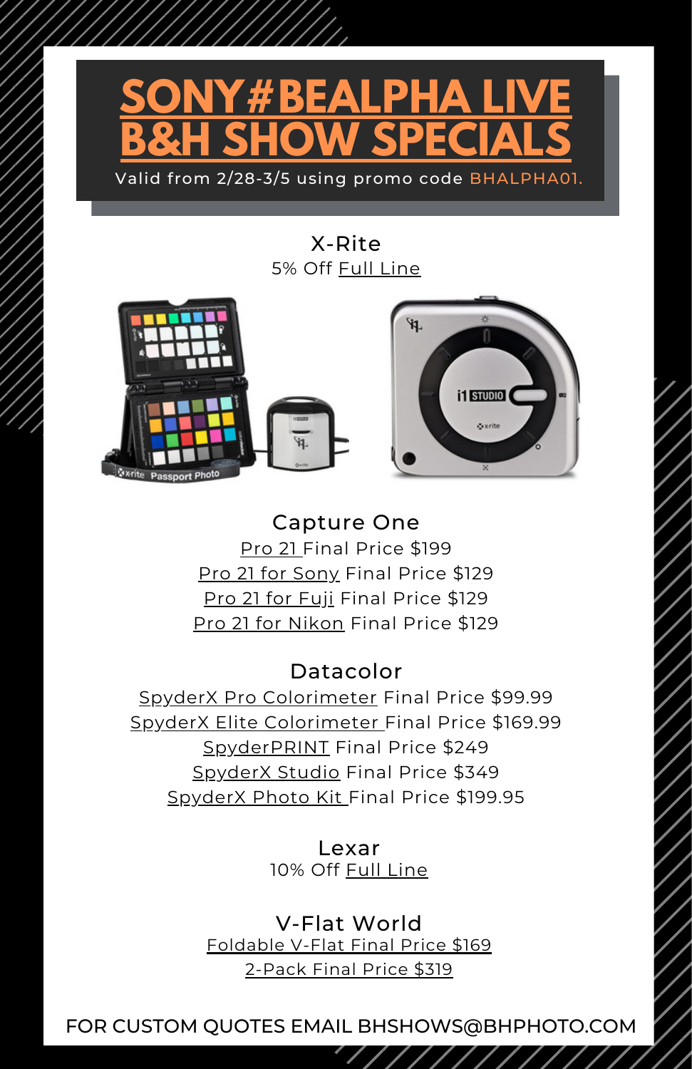# SONY#BEALPHA LIVE B&H SHOW SPECIALS

Valid from 2/28-3/5 using promo code BHALPHA01.

## X-Rite

5% Off Full Line

## Capture One

Pro 21 Final Price $199

Pro 21 for Sony Final Price $129

Pro 21 for Fuji Final Price $129

Pro 21 for Nikon Final Price $129

## Datacolor

SpyderX Pro Colorimeter Final Price $99.99

SpyderX Elite Colorimeter Final Price $169.99

SpyderPRINT Final Price $249

SpyderX Studio Final Price $349

SpyderX Photo Kit Final Price $199.95

## Lexar

10% Off Full Line

## V-Flat World

Foldable V-Flat Final Price $169

2-Pack Final Price $319

FOR CUSTOM QUOTES EMAIL BHSHOWS@BHPHOTO.COM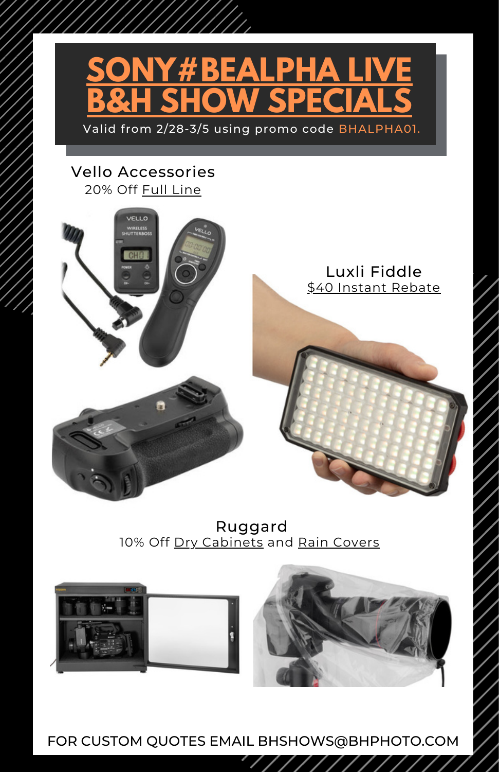# SONY#BEALPHA LIVE B&H SHOW SPECIALS

Valid from 2/28-3/5 using promo code BHALPHA01.

## Vello Accessories

20% Off Full Line

## Luxli Fiddle

$40 Instant Rebate

## Ruggard

10% Off Dry Cabinets and Rain Covers

FOR CUSTOM QUOTES EMAIL BHSHOWS@BHPHOTO.COM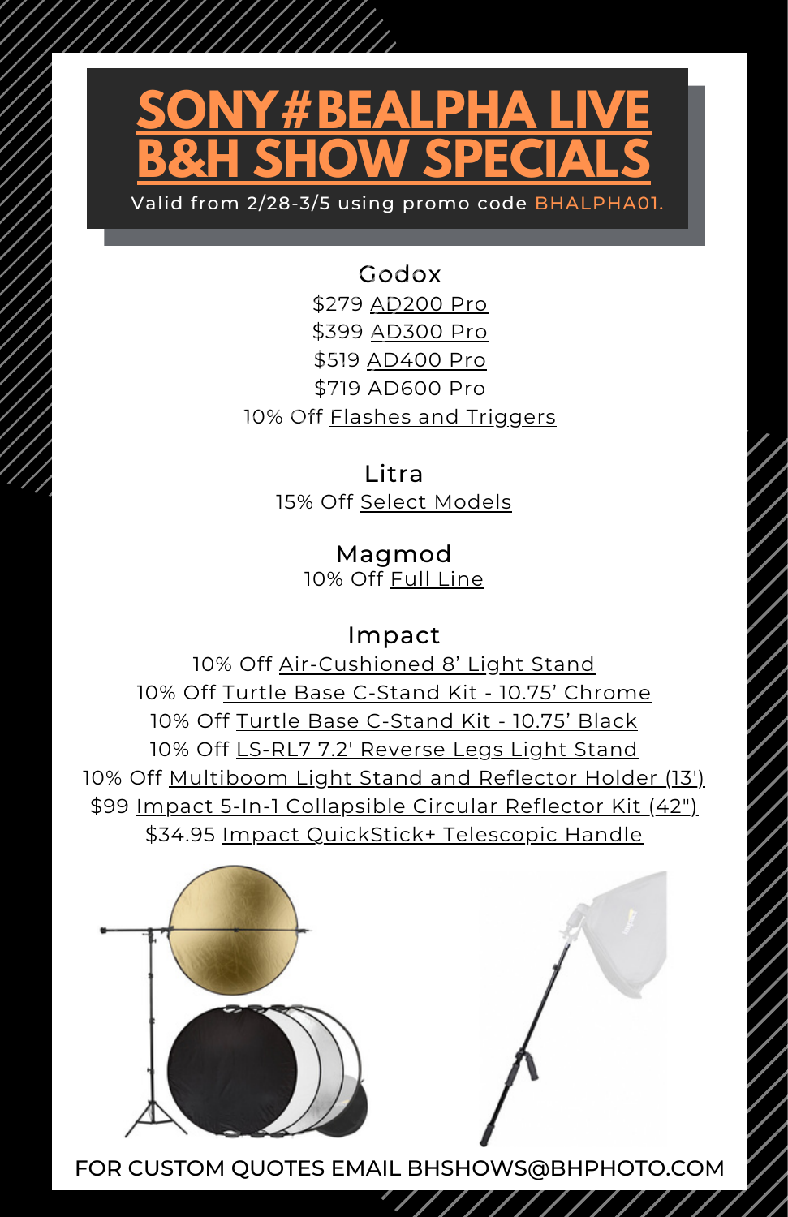# SONY#BEALPHA LIVE B&H SHOW SPECIALS

Valid from 2/28-3/5 using promo code BHALPHA01.

## Godox

$279 AD200 Pro

$399 AD300 Pro

$519 AD400 Pro

$719 AD600 Pro

10% Off Flashes and Triggers

## Litra

15% Off Select Models

## Magmod

10% Off Full Line

## Impact

10% Off Air-Cushioned 8' Light Stand

10% Off Turtle Base C-Stand Kit - 10.75' Chrome

10% Off Turtle Base C-Stand Kit - 10.75' Black

10% Off LS-RL7 7.2' Reverse Legs Light Stand

10% Off Multiboom Light Stand and Reflector Holder (13')

$99 Impact 5-In-1 Collapsible Circular Reflector Kit (42")

$34.95 Impact QuickStick+ Telescopic Handle

FOR CUSTOM QUOTES EMAIL BHSHOWS@BHPHOTO.COM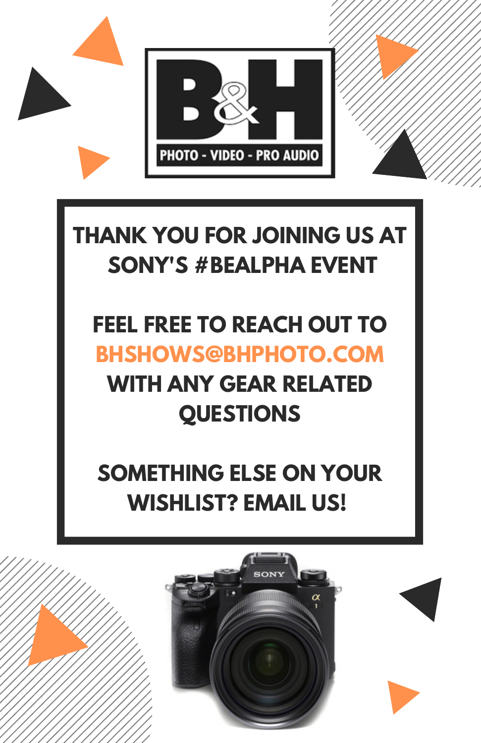B&H

PHOTO - VIDEO - PRO AUDIO

THANK YOU FOR JOINING US AT SONY'S #BEALPHA EVENT

FEEL FREE TO REACH OUT TO BHSHOWS@BHPHOTO.COM WITH ANY GEAR RELATED QUESTIONS

SOMETHING ELSE ON YOUR WISHLIST? EMAIL US!